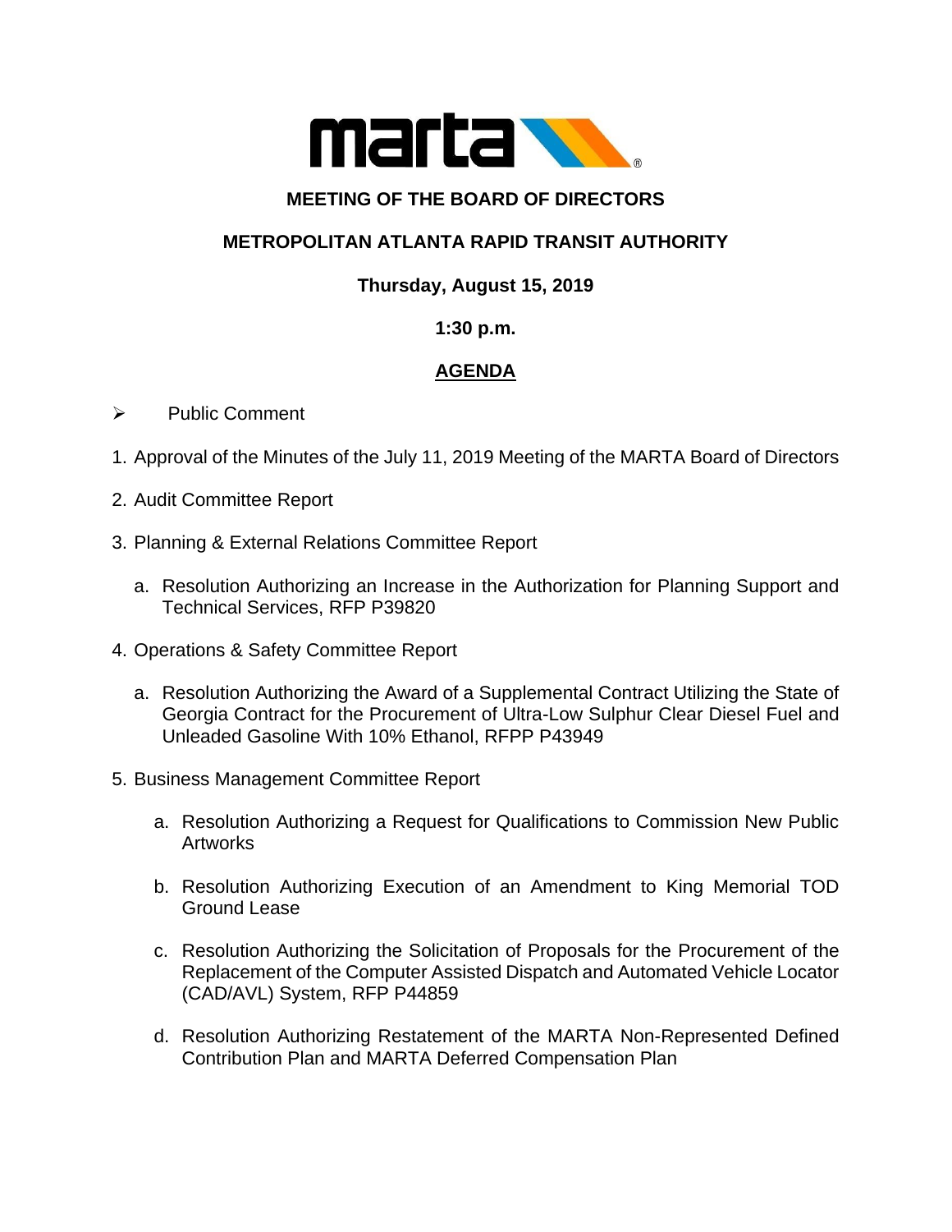**MEETING OF THE BOARD OF DIRECTORS**

**METROPOLITAN ATLANTA RAPID TRANSIT AUTHORITY**

**Thursday, August 15, 2019**

**1:30 p.m.**

## AGENDA

- Public Comment

1. Approval of the Minutes of the July 11, 2019 Meeting of the MARTA Board of Directors
2. Audit Committee Report
3. Planning & External Relations Committee Report
   a. Resolution Authorizing an Increase in the Authorization for Planning Support and Technical Services, RFP P39820
4. Operations & Safety Committee Report
   a. Resolution Authorizing the Award of a Supplemental Contract Utilizing the State of Georgia Contract for the Procurement of Ultra-Low Sulphur Clear Diesel Fuel and Unleaded Gasoline With 10% Ethanol, RFPP P43949
5. Business Management Committee Report
   a. Resolution Authorizing a Request for Qualifications to Commission New Public Artworks
   b. Resolution Authorizing Execution of an Amendment to King Memorial TOD Ground Lease
   c. Resolution Authorizing the Solicitation of Proposals for the Procurement of the Replacement of the Computer Assisted Dispatch and Automated Vehicle Locator (CAD/AVL) System, RFP P44859
   d. Resolution Authorizing Restatement of the MARTA Non-Represented Defined Contribution Plan and MARTA Deferred Compensation Plan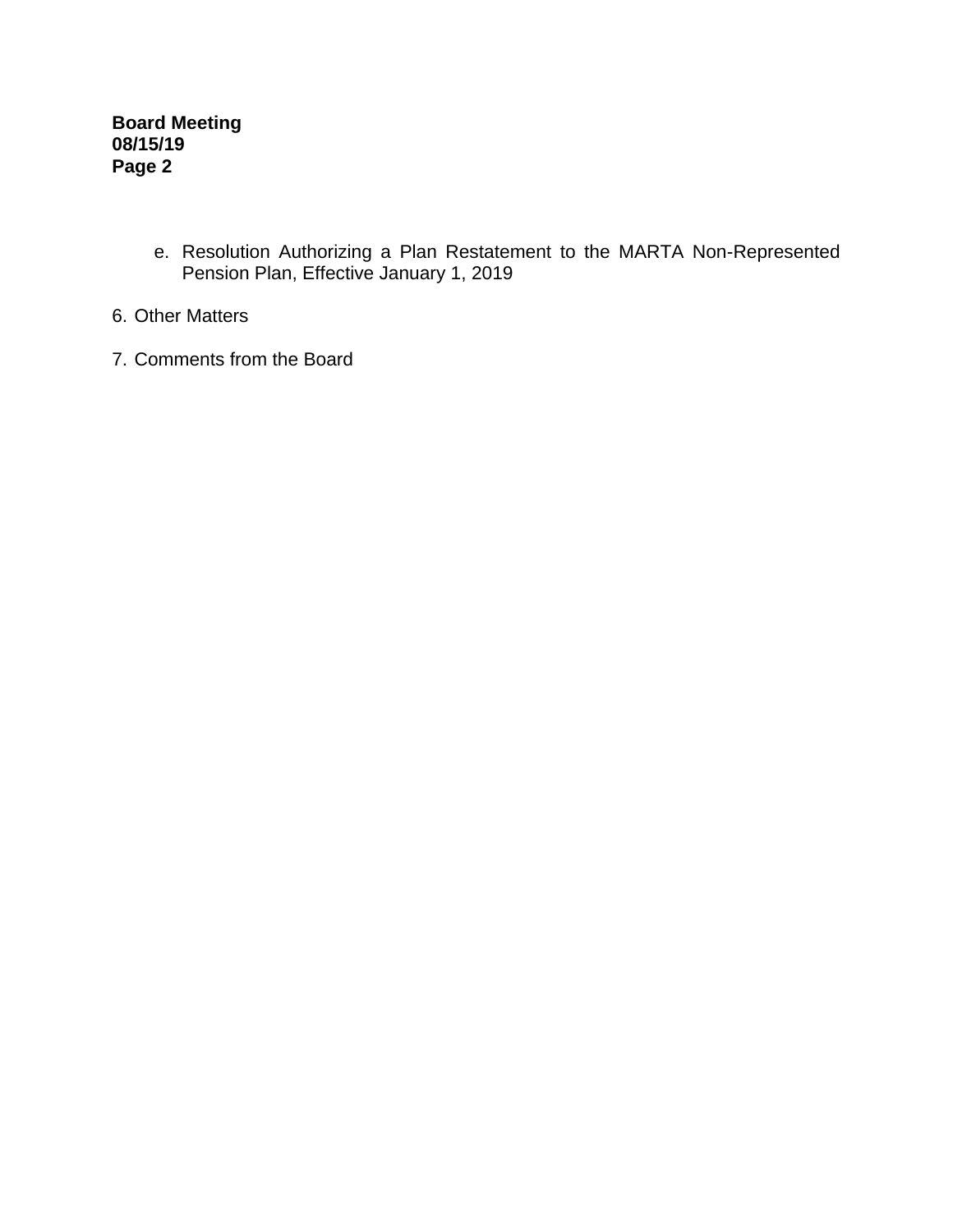e. Resolution Authorizing a Plan Restatement to the MARTA Non-Represented Pension Plan, Effective January 1, 2019

6. Other Matters

7. Comments from the Board